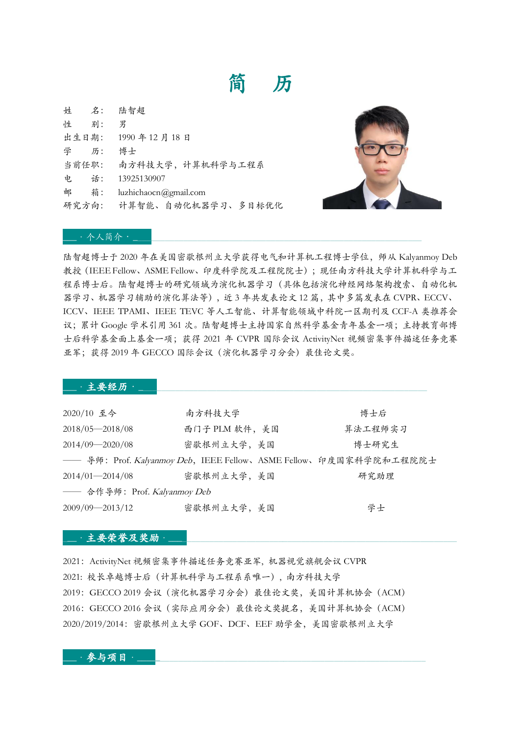# 简　历

姓　　名：陆智超
性　　别：男
出生日期：1990 年 12 月 18 日
学　　历：博士
当前任职：南方科技大学，计算机科学与工程系
电　　话：13925130907
邮　　箱：luzhichaocn@gmail.com
研究方向：计算智能、自动化机器学习、多目标优化

## · 个人简介 ·

陆智超博士于 2020 年在美国密歇根州立大学获得电气和计算机工程博士学位，师从 Kalyanmoy Deb 教授（IEEE Fellow、ASME Fellow、印度科学院及工程院院士）；现任南方科技大学计算机科学与工程系博士后。陆智超博士的研究领域为演化机器学习（具体包括演化神经网络架构搜索、自动化机器学习、机器学习辅助的演化算法等），近 3 年共发表论文 12 篇，其中多篇发表在 CVPR、ECCV、ICCV、IEEE TPAMI、IEEE TEVC 等人工智能、计算智能领域中科院一区期刊及 CCF-A 类推荐会议；累计 Google 学术引用 361 次。陆智超博士主持国家自然科学基金青年基金一项；主持教育部博士后科学基金面上基金一项；获得 2021 年 CVPR 国际会议 ActivityNet 视频密集事件描述任务竞赛亚军；获得 2019 年 GECCO 国际会议（演化机器学习分会）最佳论文奖。

## · 主要经历 ·

| | | |
|---|---|---|
| 2020/10 至今 | 南方科技大学 | 博士后 |
| 2018/05—2018/08 | 西门子 PLM 软件，美国 | 算法工程师实习 |
| 2014/09—2020/08 | 密歇根州立大学，美国 | 博士研究生 |

—— 导师：Prof. *Kalyanmoy Deb*，IEEE Fellow、ASME Fellow、印度国家科学院和工程院院士

| | | |
|---|---|---|
| 2014/01—2014/08 | 密歇根州立大学，美国 | 研究助理 |

—— 合作导师：Prof. *Kalyanmoy Deb*

| | | |
|---|---|---|
| 2009/09—2013/12 | 密歇根州立大学，美国 | 学士 |

## · 主要荣誉及奖励 ·

2021：ActivityNet 视频密集事件描述任务竞赛亚军，机器视觉旗舰会议 CVPR
2021：校长卓越博士后（计算机科学与工程系系唯一），南方科技大学
2019：GECCO 2019 会议（演化机器学习分会）最佳论文奖，美国计算机协会（ACM）
2016：GECCO 2016 会议（实际应用分会）最佳论文奖提名，美国计算机协会（ACM）
2020/2019/2014：密歇根州立大学 GOF、DCF、EEF 助学金，美国密歇根州立大学

## · 参与项目 ·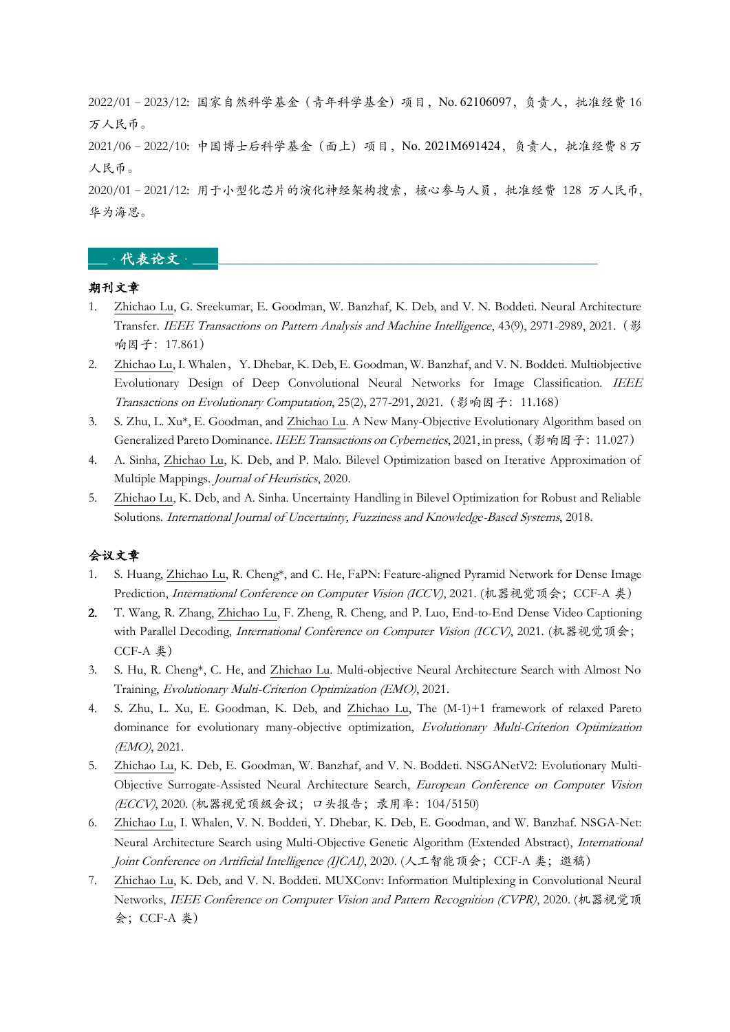2022/01 – 2023/12: 国家自然科学基金（青年科学基金）项目，No. 62106097，负责人，批准经费 16 万人民币。

2021/06 – 2022/10: 中国博士后科学基金（面上）项目，No. 2021M691424，负责人，批准经费 8 万人民币。

2020/01 – 2021/12: 用于小型化芯片的演化神经架构搜索，核心参与人员，批准经费 128 万人民币，华为海思。

## · 代表论文 ·

### 期刊文章

1. Zhichao Lu, G. Sreekumar, E. Goodman, W. Banzhaf, K. Deb, and V. N. Boddeti. Neural Architecture Transfer. *IEEE Transactions on Pattern Analysis and Machine Intelligence*, 43(9), 2971-2989, 2021.（影响因子：17.861）
2. Zhichao Lu, I. Whalen， Y. Dhebar, K. Deb, E. Goodman, W. Banzhaf, and V. N. Boddeti. Multiobjective Evolutionary Design of Deep Convolutional Neural Networks for Image Classification. *IEEE Transactions on Evolutionary Computation*, 25(2), 277-291, 2021.（影响因子：11.168）
3. S. Zhu, L. Xu*, E. Goodman, and Zhichao Lu. A New Many-Objective Evolutionary Algorithm based on Generalized Pareto Dominance. *IEEE Transactions on Cybernetics*, 2021, in press,（影响因子：11.027）
4. A. Sinha, Zhichao Lu, K. Deb, and P. Malo. Bilevel Optimization based on Iterative Approximation of Multiple Mappings. *Journal of Heuristics*, 2020.
5. Zhichao Lu, K. Deb, and A. Sinha. Uncertainty Handling in Bilevel Optimization for Robust and Reliable Solutions. *International Journal of Uncertainty, Fuzziness and Knowledge-Based Systems*, 2018.

### 会议文章

1. S. Huang, Zhichao Lu, R. Cheng*, and C. He, FaPN: Feature-aligned Pyramid Network for Dense Image Prediction, *International Conference on Computer Vision (ICCV)*, 2021. (机器视觉顶会；CCF-A 类)
2. T. Wang, R. Zhang, Zhichao Lu, F. Zheng, R. Cheng, and P. Luo, End-to-End Dense Video Captioning with Parallel Decoding, *International Conference on Computer Vision (ICCV)*, 2021. (机器视觉顶会；CCF-A 类)
3. S. Hu, R. Cheng*, C. He, and Zhichao Lu. Multi-objective Neural Architecture Search with Almost No Training, *Evolutionary Multi-Criterion Optimization (EMO)*, 2021.
4. S. Zhu, L. Xu, E. Goodman, K. Deb, and Zhichao Lu, The (M-1)+1 framework of relaxed Pareto dominance for evolutionary many-objective optimization, *Evolutionary Multi-Criterion Optimization (EMO)*, 2021.
5. Zhichao Lu, K. Deb, E. Goodman, W. Banzhaf, and V. N. Boddeti. NSGANetV2: Evolutionary Multi-Objective Surrogate-Assisted Neural Architecture Search, *European Conference on Computer Vision (ECCV)*, 2020. (机器视觉顶级会议；口头报告；录用率：104/5150)
6. Zhichao Lu, I. Whalen, V. N. Boddeti, Y. Dhebar, K. Deb, E. Goodman, and W. Banzhaf. NSGA-Net: Neural Architecture Search using Multi-Objective Genetic Algorithm (Extended Abstract), *International Joint Conference on Artificial Intelligence (IJCAI)*, 2020. (人工智能顶会；CCF-A 类；邀稿)
7. Zhichao Lu, K. Deb, and V. N. Boddeti. MUXConv: Information Multiplexing in Convolutional Neural Networks, *IEEE Conference on Computer Vision and Pattern Recognition (CVPR)*, 2020. (机器视觉顶会；CCF-A 类)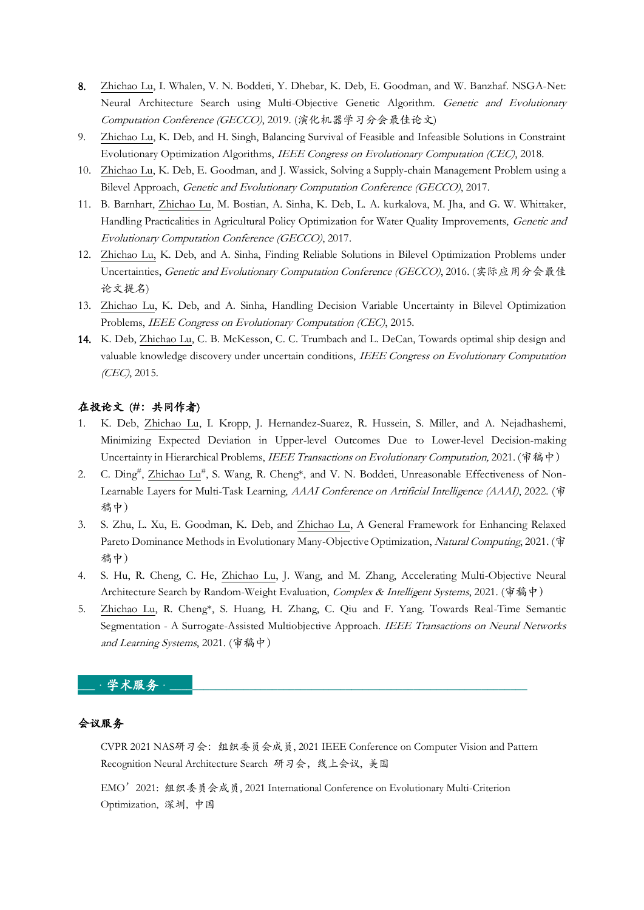8. Zhichao Lu, I. Whalen, V. N. Boddeti, Y. Dhebar, K. Deb, E. Goodman, and W. Banzhaf. NSGA-Net: Neural Architecture Search using Multi-Objective Genetic Algorithm. *Genetic and Evolutionary Computation Conference (GECCO)*, 2019. (演化机器学习分会最佳论文)
9. Zhichao Lu, K. Deb, and H. Singh, Balancing Survival of Feasible and Infeasible Solutions in Constraint Evolutionary Optimization Algorithms, *IEEE Congress on Evolutionary Computation (CEC)*, 2018.
10. Zhichao Lu, K. Deb, E. Goodman, and J. Wassick, Solving a Supply-chain Management Problem using a Bilevel Approach, *Genetic and Evolutionary Computation Conference (GECCO)*, 2017.
11. B. Barnhart, Zhichao Lu, M. Bostian, A. Sinha, K. Deb, L. A. kurkalova, M. Jha, and G. W. Whittaker, Handling Practicalities in Agricultural Policy Optimization for Water Quality Improvements, *Genetic and Evolutionary Computation Conference (GECCO)*, 2017.
12. Zhichao Lu, K. Deb, and A. Sinha, Finding Reliable Solutions in Bilevel Optimization Problems under Uncertainties, *Genetic and Evolutionary Computation Conference (GECCO)*, 2016. (实际应用分会最佳论文提名)
13. Zhichao Lu, K. Deb, and A. Sinha, Handling Decision Variable Uncertainty in Bilevel Optimization Problems, *IEEE Congress on Evolutionary Computation (CEC)*, 2015.
14. K. Deb, Zhichao Lu, C. B. McKesson, C. C. Trumbach and L. DeCan, Towards optimal ship design and valuable knowledge discovery under uncertain conditions, *IEEE Congress on Evolutionary Computation (CEC)*, 2015.

**在投论文 (#：共同作者)**

1. K. Deb, Zhichao Lu, I. Kropp, J. Hernandez-Suarez, R. Hussein, S. Miller, and A. Nejadhashemi, Minimizing Expected Deviation in Upper-level Outcomes Due to Lower-level Decision-making Uncertainty in Hierarchical Problems, *IEEE Transactions on Evolutionary Computation,* 2021. (审稿中)
2. C. Ding#, Zhichao Lu#, S. Wang, R. Cheng*, and V. N. Boddeti, Unreasonable Effectiveness of Non-Learnable Layers for Multi-Task Learning, *AAAI Conference on Artificial Intelligence (AAAI)*, 2022. (审稿中)
3. S. Zhu, L. Xu, E. Goodman, K. Deb, and Zhichao Lu, A General Framework for Enhancing Relaxed Pareto Dominance Methods in Evolutionary Many-Objective Optimization, *Natural Computing*, 2021. (审稿中)
4. S. Hu, R. Cheng, C. He, Zhichao Lu, J. Wang, and M. Zhang, Accelerating Multi-Objective Neural Architecture Search by Random-Weight Evaluation, *Complex & Intelligent Systems*, 2021. (审稿中)
5. Zhichao Lu, R. Cheng*, S. Huang, H. Zhang, C. Qiu and F. Yang. Towards Real-Time Semantic Segmentation - A Surrogate-Assisted Multiobjective Approach. *IEEE Transactions on Neural Networks and Learning Systems*, 2021. (审稿中)

## 学术服务

**会议服务**

CVPR 2021 NAS研习会：组织委员会成员, 2021 IEEE Conference on Computer Vision and Pattern Recognition Neural Architecture Search 研习会，线上会议，美国

EMO’2021: 组织委员会成员, 2021 International Conference on Evolutionary Multi-Criterion Optimization, 深圳，中国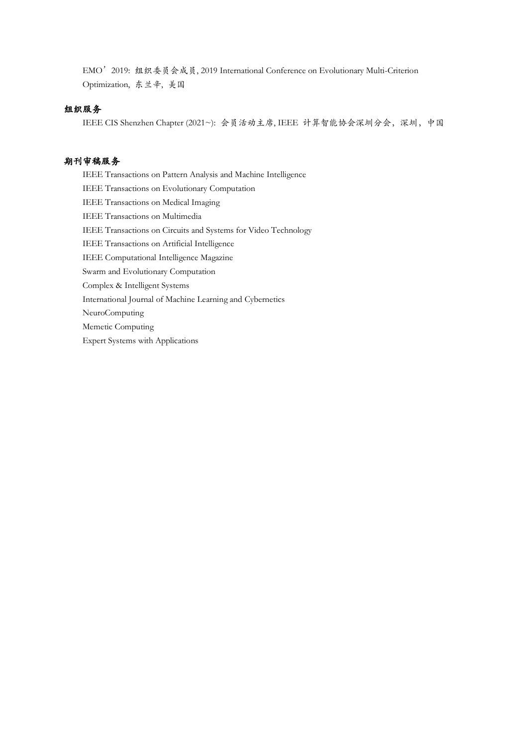EMO'2019: 组织委员会成员, 2019 International Conference on Evolutionary Multi-Criterion Optimization, 东兰辛, 美国

## 组织服务

IEEE CIS Shenzhen Chapter (2021~): 会员活动主席, IEEE 计算智能协会深圳分会，深圳，中国

## 期刊审稿服务

IEEE Transactions on Pattern Analysis and Machine Intelligence

IEEE Transactions on Evolutionary Computation

IEEE Transactions on Medical Imaging

IEEE Transactions on Multimedia

IEEE Transactions on Circuits and Systems for Video Technology

IEEE Transactions on Artificial Intelligence

IEEE Computational Intelligence Magazine

Swarm and Evolutionary Computation

Complex & Intelligent Systems

International Journal of Machine Learning and Cybernetics

NeuroComputing

Memetic Computing

Expert Systems with Applications